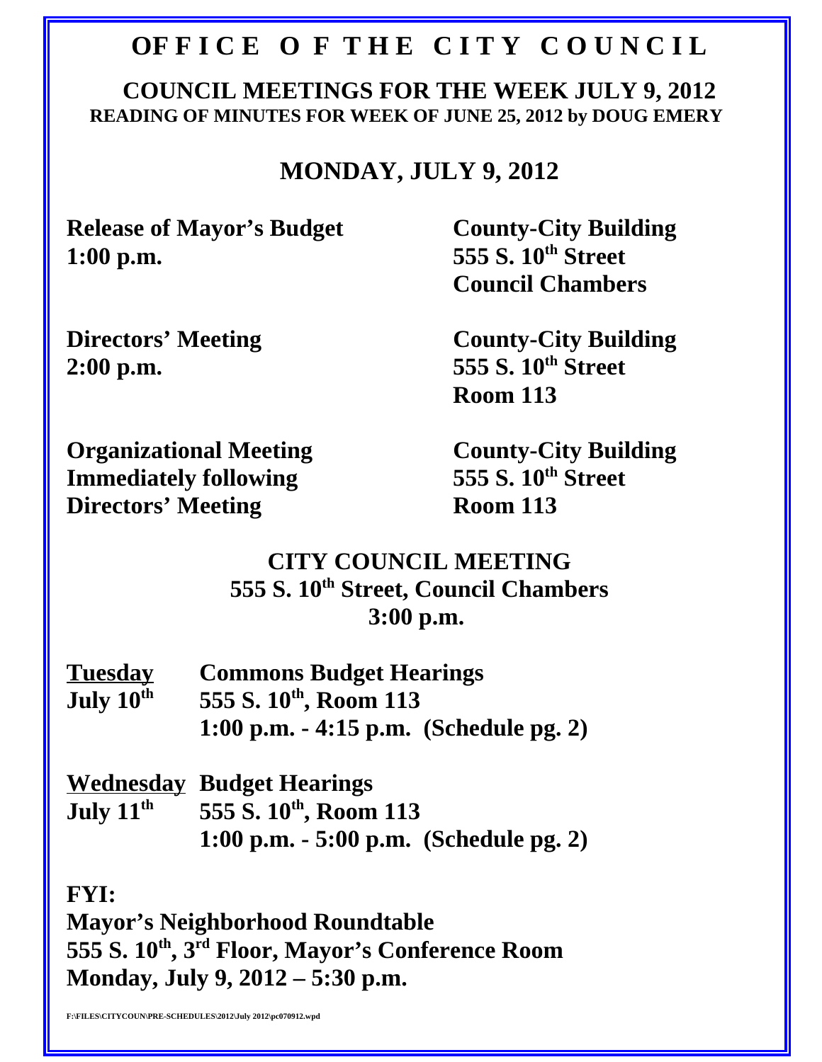# OFFICE OF THE CITY COUNCIL

## COUNCIL MEETINGS FOR THE WEEK JULY 9, 2012

**READING OF MINUTES FOR WEEK OF JUNE 25, 2012 by DOUG EMERY**

## MONDAY, JULY 9, 2012

| | |
|---|---|
| **Release of Mayor's Budget**<br>**1:00 p.m.** | **County-City Building**<br>**555 S. 10th Street**<br>**Council Chambers** |
| **Directors' Meeting**<br>**2:00 p.m.** | **County-City Building**<br>**555 S. 10th Street**<br>**Room 113** |
| **Organizational Meeting**<br>**Immediately following**<br>**Directors' Meeting** | **County-City Building**<br>**555 S. 10th Street**<br>**Room 113** |

**CITY COUNCIL MEETING**
**555 S. 10th Street, Council Chambers**
**3:00 p.m.**

**Tuesday** **Commons Budget Hearings**
**July 10th** **555 S. 10th, Room 113**
**1:00 p.m. - 4:15 p.m. (Schedule pg. 2)**

**Wednesday** **Budget Hearings**
**July 11th** **555 S. 10th, Room 113**
**1:00 p.m. - 5:00 p.m. (Schedule pg. 2)**

**FYI:**
**Mayor's Neighborhood Roundtable**
**555 S. 10th, 3rd Floor, Mayor's Conference Room**
**Monday, July 9, 2012 – 5:30 p.m.**

F:\FILES\CITYCOUN\PRE-SCHEDULES\2012\July 2012\pc070912.wpd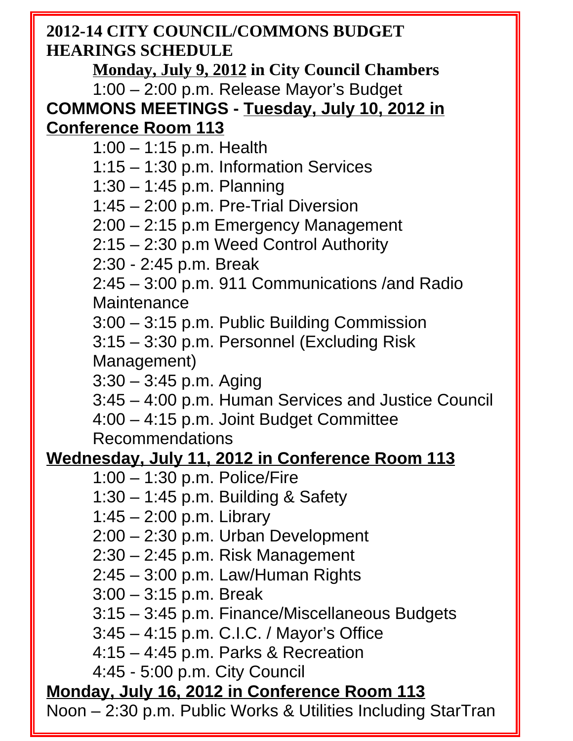**2012-14 CITY COUNCIL/COMMONS BUDGET HEARINGS SCHEDULE**

**Monday, July 9, 2012 in City Council Chambers**

1:00 – 2:00 p.m. Release Mayor's Budget

**COMMONS MEETINGS - Tuesday, July 10, 2012 in Conference Room 113**

1:00 – 1:15 p.m. Health
1:15 – 1:30 p.m. Information Services
1:30 – 1:45 p.m. Planning
1:45 – 2:00 p.m. Pre-Trial Diversion
2:00 – 2:15 p.m Emergency Management
2:15 – 2:30 p.m Weed Control Authority
2:30 - 2:45 p.m. Break
2:45 – 3:00 p.m. 911 Communications /and Radio Maintenance
3:00 – 3:15 p.m. Public Building Commission
3:15 – 3:30 p.m. Personnel (Excluding Risk Management)
3:30 – 3:45 p.m. Aging
3:45 – 4:00 p.m. Human Services and Justice Council
4:00 – 4:15 p.m. Joint Budget Committee Recommendations

**Wednesday, July 11, 2012 in Conference Room 113**

1:00 – 1:30 p.m. Police/Fire
1:30 – 1:45 p.m. Building & Safety
1:45 – 2:00 p.m. Library
2:00 – 2:30 p.m. Urban Development
2:30 – 2:45 p.m. Risk Management
2:45 – 3:00 p.m. Law/Human Rights
3:00 – 3:15 p.m. Break
3:15 – 3:45 p.m. Finance/Miscellaneous Budgets
3:45 – 4:15 p.m. C.I.C. / Mayor's Office
4:15 – 4:45 p.m. Parks & Recreation
4:45 - 5:00 p.m. City Council

**Monday, July 16, 2012 in Conference Room 113**

Noon – 2:30 p.m. Public Works & Utilities Including StarTran